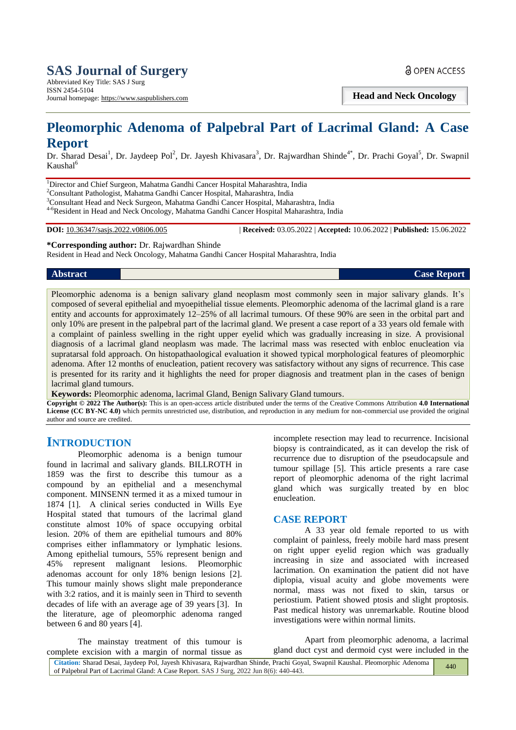SAS Journal of Surgery
Abbreviated Key Title: SAS J Surg
ISSN 2454-5104
Journal homepage: https://www.saspublishers.com

OPEN ACCESS

**Head and Neck Oncology**

# Pleomorphic Adenoma of Palpebral Part of Lacrimal Gland: A Case Report

Dr. Sharad Desai[1], Dr. Jaydeep Pol[2], Dr. Jayesh Khivasara[3], Dr. Rajwardhan Shinde[4*], Dr. Prachi Goyal[5], Dr. Swapnil Kaushal[6]

[1]Director and Chief Surgeon, Mahatma Gandhi Cancer Hospital Maharashtra, India
[2]Consultant Pathologist, Mahatma Gandhi Cancer Hospital, Maharashtra, India
[3]Consultant Head and Neck Surgeon, Mahatma Gandhi Cancer Hospital, Maharashtra, India
[4-6]Resident in Head and Neck Oncology, Mahatma Gandhi Cancer Hospital Maharashtra, India

**DOI:** 10.36347/sasjs.2022.v08i06.005 | **Received:** 03.05.2022 | **Accepted:** 10.06.2022 | **Published:** 15.06.2022

**\*Corresponding author:** Dr. Rajwardhan Shinde
Resident in Head and Neck Oncology, Mahatma Gandhi Cancer Hospital Maharashtra, India

**Abstract** **Case Report**

Pleomorphic adenoma is a benign salivary gland neoplasm most commonly seen in major salivary glands. It's composed of several epithelial and myoepithelial tissue elements. Pleomorphic adenoma of the lacrimal gland is a rare entity and accounts for approximately 12–25% of all lacrimal tumours. Of these 90% are seen in the orbital part and only 10% are present in the palpebral part of the lacrimal gland. We present a case report of a 33 years old female with a complaint of painless swelling in the right upper eyelid which was gradually increasing in size. A provisional diagnosis of a lacrimal gland neoplasm was made. The lacrimal mass was resected with enbloc enucleation via supratarsal fold approach. On histopathaological evaluation it showed typical morphological features of pleomorphic adenoma. After 12 months of enucleation, patient recovery was satisfactory without any signs of recurrence. This case is presented for its rarity and it highlights the need for proper diagnosis and treatment plan in the cases of benign lacrimal gland tumours.

**Keywords:** Pleomorphic adenoma, lacrimal Gland, Benign Salivary Gland tumours.

**Copyright © 2022 The Author(s):** This is an open-access article distributed under the terms of the Creative Commons Attribution **4.0 International License (CC BY-NC 4.0)** which permits unrestricted use, distribution, and reproduction in any medium for non-commercial use provided the original author and source are credited.

## INTRODUCTION

Pleomorphic adenoma is a benign tumour found in lacrimal and salivary glands. BILLROTH in 1859 was the first to describe this tumour as a compound by an epithelial and a mesenchymal component. MINSENN termed it as a mixed tumour in 1874 [1]. A clinical series conducted in Wills Eye Hospital stated that tumours of the lacrimal gland constitute almost 10% of space occupying orbital lesion. 20% of them are epithelial tumours and 80% comprises either inflammatory or lymphatic lesions. Among epithelial tumours, 55% represent benign and 45% represent malignant lesions. Pleomorphic adenomas account for only 18% benign lesions [2]. This tumour mainly shows slight male preponderance with 3:2 ratios, and it is mainly seen in Third to seventh decades of life with an average age of 39 years [3]. In the literature, age of pleomorphic adenoma ranged between 6 and 80 years [4].

The mainstay treatment of this tumour is complete excision with a margin of normal tissue as incomplete resection may lead to recurrence. Incisional biopsy is contraindicated, as it can develop the risk of recurrence due to disruption of the pseudocapsule and tumour spillage [5]. This article presents a rare case report of pleomorphic adenoma of the right lacrimal gland which was surgically treated by en bloc enucleation.

## CASE REPORT

A 33 year old female reported to us with complaint of painless, freely mobile hard mass present on right upper eyelid region which was gradually increasing in size and associated with increased lacrimation. On examination the patient did not have diplopia, visual acuity and globe movements were normal, mass was not fixed to skin, tarsus or periostium. Patient showed ptosis and slight proptosis. Past medical history was unremarkable. Routine blood investigations were within normal limits.

Apart from pleomorphic adenoma, a lacrimal gland duct cyst and dermoid cyst were included in the

**Citation:** Sharad Desai, Jaydeep Pol, Jayesh Khivasara, Rajwardhan Shinde, Prachi Goyal, Swapnil Kaushal. Pleomorphic Adenoma of Palpebral Part of Lacrimal Gland: A Case Report. SAS J Surg, 2022 Jun 8(6): 440-443.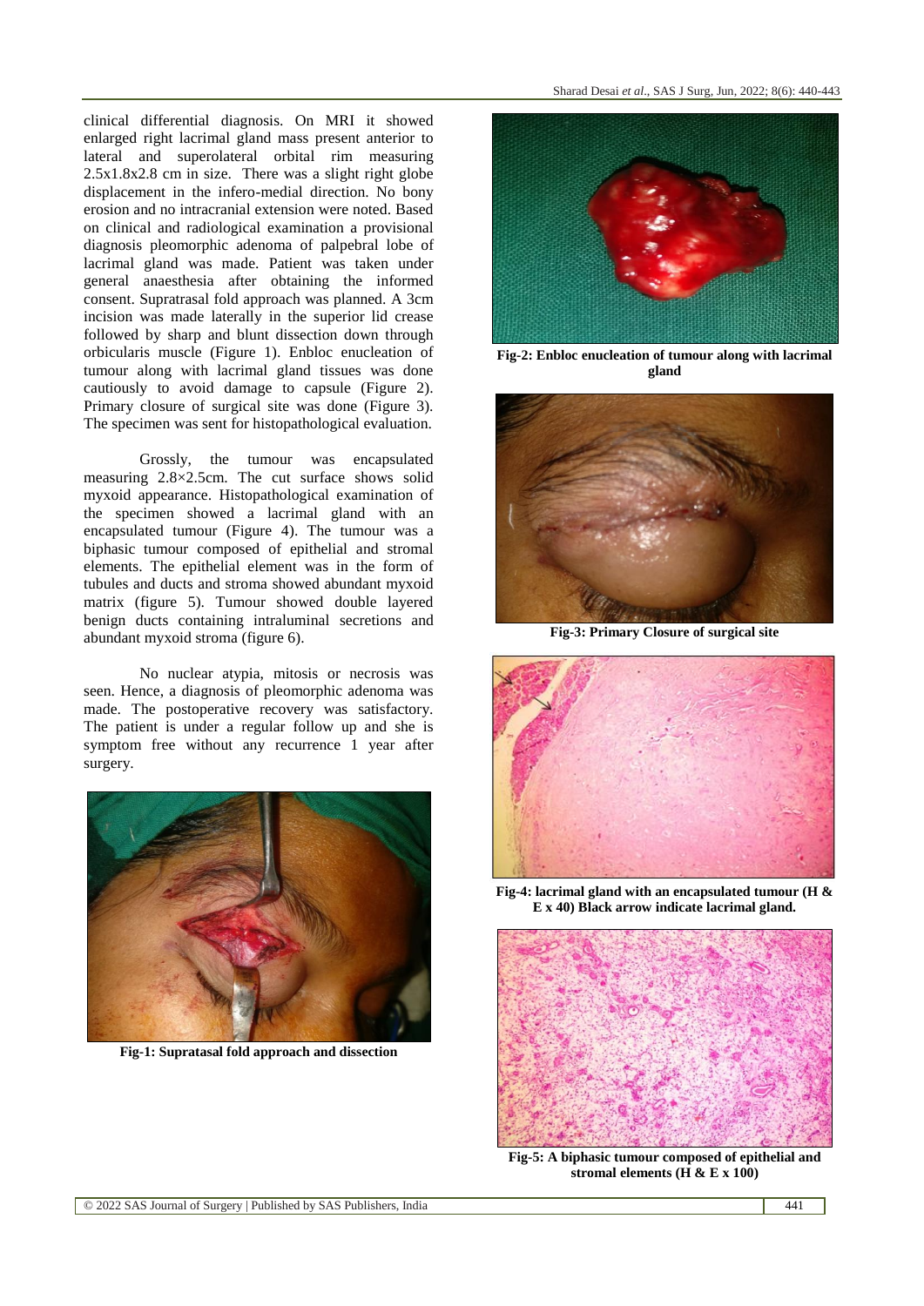clinical differential diagnosis. On MRI it showed enlarged right lacrimal gland mass present anterior to lateral and superolateral orbital rim measuring 2.5x1.8x2.8 cm in size. There was a slight right globe displacement in the infero-medial direction. No bony erosion and no intracranial extension were noted. Based on clinical and radiological examination a provisional diagnosis pleomorphic adenoma of palpebral lobe of lacrimal gland was made. Patient was taken under general anaesthesia after obtaining the informed consent. Supratrasal fold approach was planned. A 3cm incision was made laterally in the superior lid crease followed by sharp and blunt dissection down through orbicularis muscle (Figure 1). Enbloc enucleation of tumour along with lacrimal gland tissues was done cautiously to avoid damage to capsule (Figure 2). Primary closure of surgical site was done (Figure 3). The specimen was sent for histopathological evaluation.

Grossly, the tumour was encapsulated measuring 2.8×2.5cm. The cut surface shows solid myxoid appearance. Histopathological examination of the specimen showed a lacrimal gland with an encapsulated tumour (Figure 4). The tumour was a biphasic tumour composed of epithelial and stromal elements. The epithelial element was in the form of tubules and ducts and stroma showed abundant myxoid matrix (figure 5). Tumour showed double layered benign ducts containing intraluminal secretions and abundant myxoid stroma (figure 6).

No nuclear atypia, mitosis or necrosis was seen. Hence, a diagnosis of pleomorphic adenoma was made. The postoperative recovery was satisfactory. The patient is under a regular follow up and she is symptom free without any recurrence 1 year after surgery.

**Fig-1: Supratasal fold approach and dissection**

**Fig-2: Enbloc enucleation of tumour along with lacrimal gland**

**Fig-3: Primary Closure of surgical site**

**Fig-4: lacrimal gland with an encapsulated tumour (H & E x 40) Black arrow indicate lacrimal gland.**

**Fig-5: A biphasic tumour composed of epithelial and stromal elements (H & E x 100)**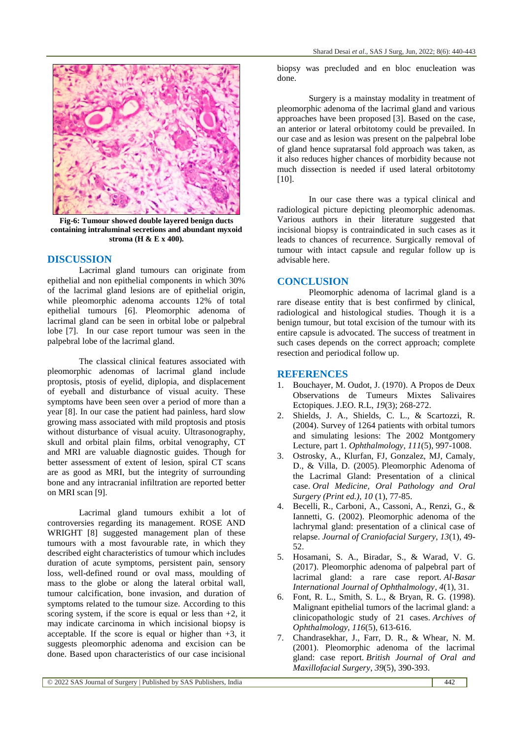**Fig-6: Tumour showed double layered benign ducts containing intraluminal secretions and abundant myxoid stroma (H & E x 400).**

## DISCUSSION

Lacrimal gland tumours can originate from epithelial and non epithelial components in which 30% of the lacrimal gland lesions are of epithelial origin, while pleomorphic adenoma accounts 12% of total epithelial tumours [6]. Pleomorphic adenoma of lacrimal gland can be seen in orbital lobe or palpebral lobe [7]. In our case report tumour was seen in the palpebral lobe of the lacrimal gland.

The classical clinical features associated with pleomorphic adenomas of lacrimal gland include proptosis, ptosis of eyelid, diplopia, and displacement of eyeball and disturbance of visual acuity. These symptoms have been seen over a period of more than a year [8]. In our case the patient had painless, hard slow growing mass associated with mild proptosis and ptosis without disturbance of visual acuity. Ultrasonography, skull and orbital plain films, orbital venography, CT and MRI are valuable diagnostic guides. Though for better assessment of extent of lesion, spiral CT scans are as good as MRI, but the integrity of surrounding bone and any intracranial infiltration are reported better on MRI scan [9].

Lacrimal gland tumours exhibit a lot of controversies regarding its management. ROSE AND WRIGHT [8] suggested management plan of these tumours with a most favourable rate, in which they described eight characteristics of tumour which includes duration of acute symptoms, persistent pain, sensory loss, well-defined round or oval mass, moulding of mass to the globe or along the lateral orbital wall, tumour calcification, bone invasion, and duration of symptoms related to the tumour size. According to this scoring system, if the score is equal or less than +2, it may indicate carcinoma in which incisional biopsy is acceptable. If the score is equal or higher than +3, it suggests pleomorphic adenoma and excision can be done. Based upon characteristics of our case incisional biopsy was precluded and en bloc enucleation was done.

Surgery is a mainstay modality in treatment of pleomorphic adenoma of the lacrimal gland and various approaches have been proposed [3]. Based on the case, an anterior or lateral orbitotomy could be prevailed. In our case and as lesion was present on the palpebral lobe of gland hence supratarsal fold approach was taken, as it also reduces higher chances of morbidity because not much dissection is needed if used lateral orbitotomy [10].

In our case there was a typical clinical and radiological picture depicting pleomorphic adenomas. Various authors in their literature suggested that incisional biopsy is contraindicated in such cases as it leads to chances of recurrence. Surgically removal of tumour with intact capsule and regular follow up is advisable here.

## CONCLUSION

Pleomorphic adenoma of lacrimal gland is a rare disease entity that is best confirmed by clinical, radiological and histological studies. Though it is a benign tumour, but total excision of the tumour with its entire capsule is advocated. The success of treatment in such cases depends on the correct approach; complete resection and periodical follow up.

## REFERENCES

1. Bouchayer, M. Oudot, J. (1970). A Propos de Deux Observations de Tumeurs Mixtes Salivaires Ectopiques. J.EO. R.L, *19*(3); 268-272.
2. Shields, J. A., Shields, C. L., & Scartozzi, R. (2004). Survey of 1264 patients with orbital tumors and simulating lesions: The 2002 Montgomery Lecture, part 1. *Ophthalmology*, *111*(5), 997-1008.
3. Ostrosky, A., Klurfan, FJ, Gonzalez, MJ, Camaly, D., & Villa, D. (2005). Pleomorphic Adenoma of the Lacrimal Gland: Presentation of a clinical case. *Oral Medicine, Oral Pathology and Oral Surgery (Print ed.)*, *10* (1), 77-85.
4. Becelli, R., Carboni, A., Cassoni, A., Renzi, G., & Iannetti, G. (2002). Pleomorphic adenoma of the lachrymal gland: presentation of a clinical case of relapse. *Journal of Craniofacial Surgery*, *13*(1), 49-52.
5. Hosamani, S. A., Biradar, S., & Warad, V. G. (2017). Pleomorphic adenoma of palpebral part of lacrimal gland: a rare case report. *Al-Basar International Journal of Ophthalmology*, *4*(1), 31.
6. Font, R. L., Smith, S. L., & Bryan, R. G. (1998). Malignant epithelial tumors of the lacrimal gland: a clinicopathologic study of 21 cases. *Archives of Ophthalmology*, *116*(5), 613-616.
7. Chandrasekhar, J., Farr, D. R., & Whear, N. M. (2001). Pleomorphic adenoma of the lacrimal gland: case report. *British Journal of Oral and Maxillofacial Surgery*, *39*(5), 390-393.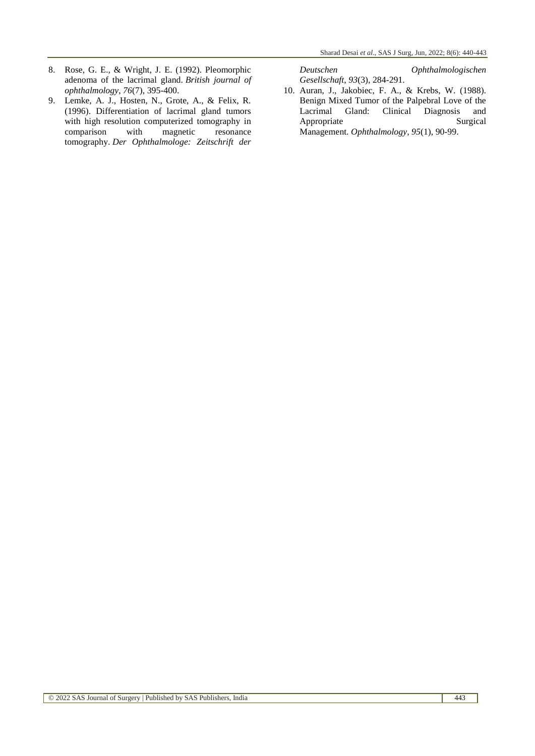8. Rose, G. E., & Wright, J. E. (1992). Pleomorphic adenoma of the lacrimal gland. *British journal of ophthalmology*, *76*(7), 395-400.
9. Lemke, A. J., Hosten, N., Grote, A., & Felix, R. (1996). Differentiation of lacrimal gland tumors with high resolution computerized tomography in comparison with magnetic resonance tomography. *Der Ophthalmologe: Zeitschrift der Deutschen Ophthalmologischen Gesellschaft*, *93*(3), 284-291.
10. Auran, J., Jakobiec, F. A., & Krebs, W. (1988). Benign Mixed Tumor of the Palpebral Love of the Lacrimal Gland: Clinical Diagnosis and Appropriate Surgical Management. *Ophthalmology*, *95*(1), 90-99.